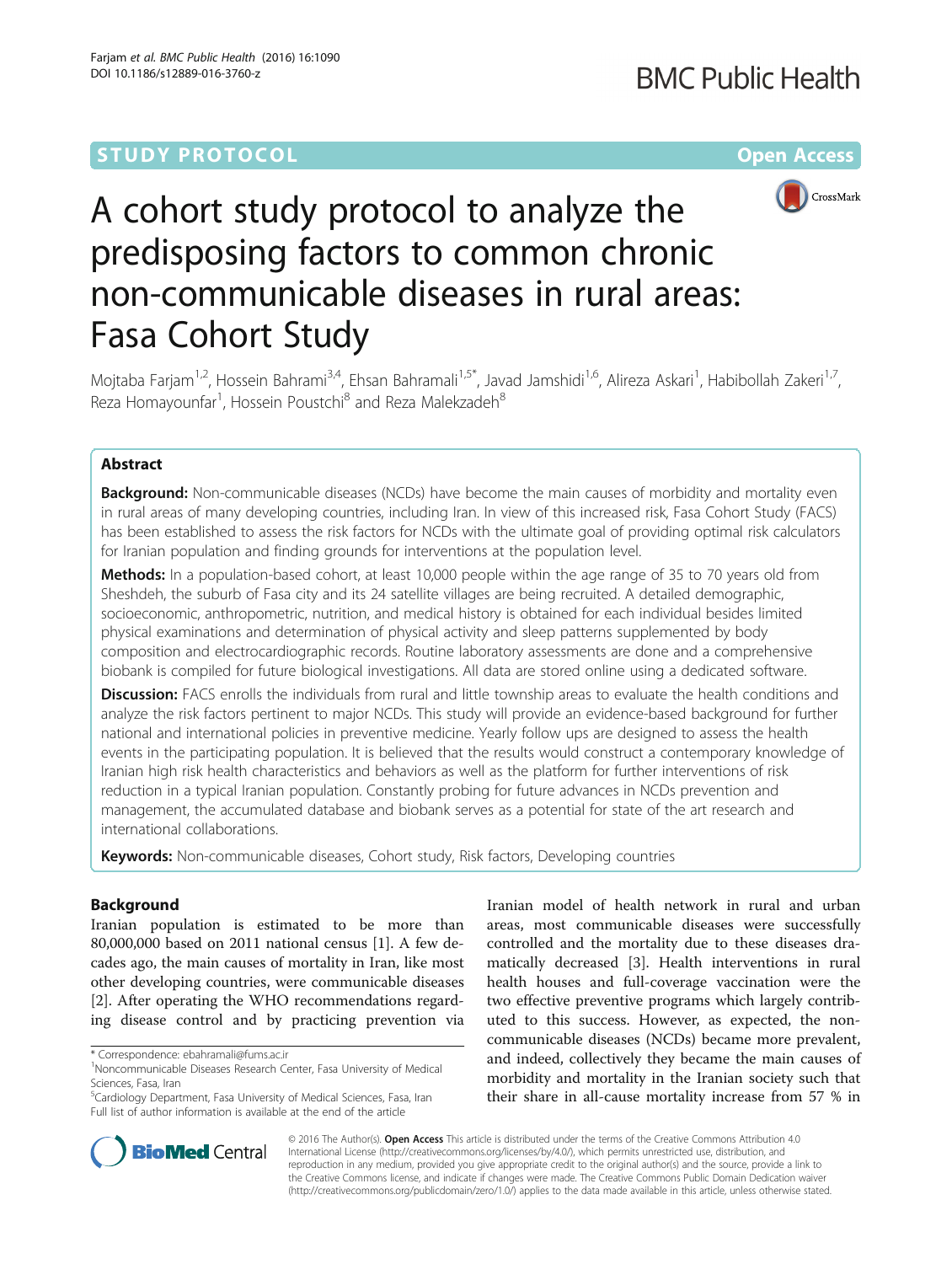STUDY PROTOCOL  Open Access

# A cohort study protocol to analyze the predisposing factors to common chronic non-communicable diseases in rural areas: Fasa Cohort Study

Mojtaba Farjam[1,2], Hossein Bahrami[3,4], Ehsan Bahramali[1,5*], Javad Jamshidi[1,6], Alireza Askari[1], Habibollah Zakeri[1,7], Reza Homayounfar[1], Hossein Poustchi[8] and Reza Malekzadeh[8]

## Abstract

**Background:** Non-communicable diseases (NCDs) have become the main causes of morbidity and mortality even in rural areas of many developing countries, including Iran. In view of this increased risk, Fasa Cohort Study (FACS) has been established to assess the risk factors for NCDs with the ultimate goal of providing optimal risk calculators for Iranian population and finding grounds for interventions at the population level.

**Methods:** In a population-based cohort, at least 10,000 people within the age range of 35 to 70 years old from Sheshdeh, the suburb of Fasa city and its 24 satellite villages are being recruited. A detailed demographic, socioeconomic, anthropometric, nutrition, and medical history is obtained for each individual besides limited physical examinations and determination of physical activity and sleep patterns supplemented by body composition and electrocardiographic records. Routine laboratory assessments are done and a comprehensive biobank is compiled for future biological investigations. All data are stored online using a dedicated software.

**Discussion:** FACS enrolls the individuals from rural and little township areas to evaluate the health conditions and analyze the risk factors pertinent to major NCDs. This study will provide an evidence-based background for further national and international policies in preventive medicine. Yearly follow ups are designed to assess the health events in the participating population. It is believed that the results would construct a contemporary knowledge of Iranian high risk health characteristics and behaviors as well as the platform for further interventions of risk reduction in a typical Iranian population. Constantly probing for future advances in NCDs prevention and management, the accumulated database and biobank serves as a potential for state of the art research and international collaborations.

**Keywords:** Non-communicable diseases, Cohort study, Risk factors, Developing countries

## Background

Iranian population is estimated to be more than 80,000,000 based on 2011 national census [1]. A few decades ago, the main causes of mortality in Iran, like most other developing countries, were communicable diseases [2]. After operating the WHO recommendations regarding disease control and by practicing prevention via Iranian model of health network in rural and urban areas, most communicable diseases were successfully controlled and the mortality due to these diseases dramatically decreased [3]. Health interventions in rural health houses and full-coverage vaccination were the two effective preventive programs which largely contributed to this success. However, as expected, the non-communicable diseases (NCDs) became more prevalent, and indeed, collectively they became the main causes of morbidity and mortality in the Iranian society such that their share in all-cause mortality increase from 57 % in

\* Correspondence: ebahramali@fums.ac.ir
[1]Noncommunicable Diseases Research Center, Fasa University of Medical Sciences, Fasa, Iran
[5]Cardiology Department, Fasa University of Medical Sciences, Fasa, Iran
Full list of author information is available at the end of the article

© 2016 The Author(s). **Open Access** This article is distributed under the terms of the Creative Commons Attribution 4.0 International License (http://creativecommons.org/licenses/by/4.0/), which permits unrestricted use, distribution, and reproduction in any medium, provided you give appropriate credit to the original author(s) and the source, provide a link to the Creative Commons license, and indicate if changes were made. The Creative Commons Public Domain Dedication waiver (http://creativecommons.org/publicdomain/zero/1.0/) applies to the data made available in this article, unless otherwise stated.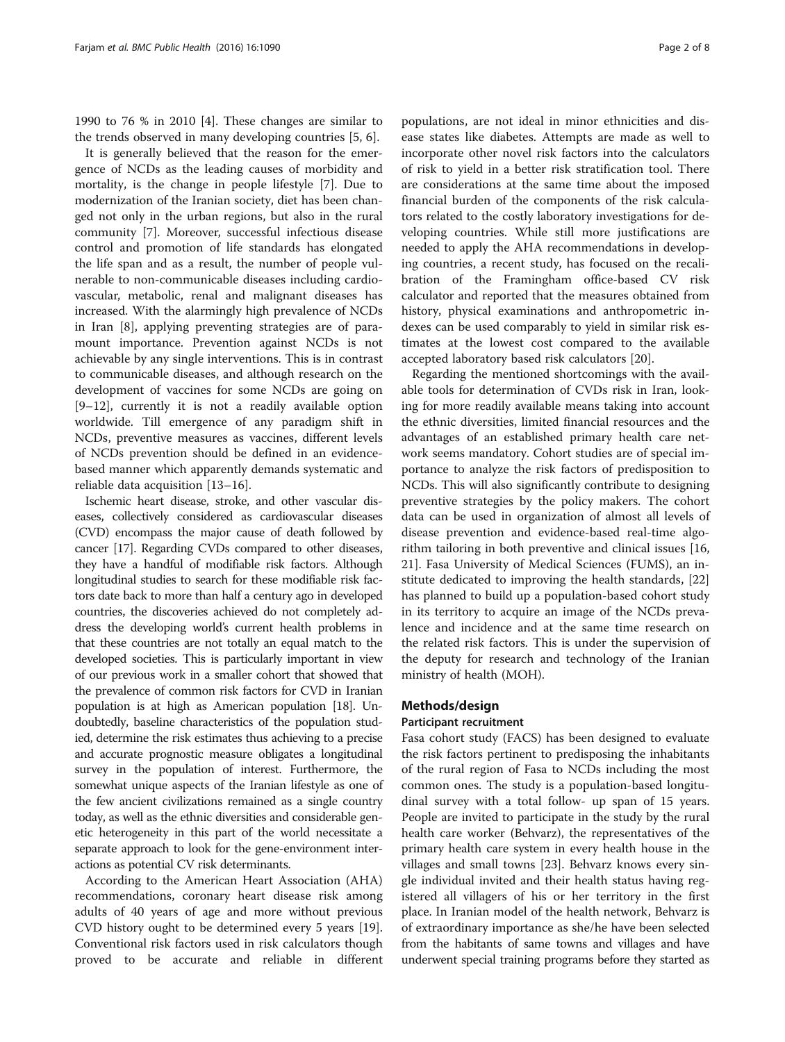1990 to 76 % in 2010 [4]. These changes are similar to the trends observed in many developing countries [5, 6].

It is generally believed that the reason for the emergence of NCDs as the leading causes of morbidity and mortality, is the change in people lifestyle [7]. Due to modernization of the Iranian society, diet has been changed not only in the urban regions, but also in the rural community [7]. Moreover, successful infectious disease control and promotion of life standards has elongated the life span and as a result, the number of people vulnerable to non-communicable diseases including cardiovascular, metabolic, renal and malignant diseases has increased. With the alarmingly high prevalence of NCDs in Iran [8], applying preventing strategies are of paramount importance. Prevention against NCDs is not achievable by any single interventions. This is in contrast to communicable diseases, and although research on the development of vaccines for some NCDs are going on [9–12], currently it is not a readily available option worldwide. Till emergence of any paradigm shift in NCDs, preventive measures as vaccines, different levels of NCDs prevention should be defined in an evidence-based manner which apparently demands systematic and reliable data acquisition [13–16].

Ischemic heart disease, stroke, and other vascular diseases, collectively considered as cardiovascular diseases (CVD) encompass the major cause of death followed by cancer [17]. Regarding CVDs compared to other diseases, they have a handful of modifiable risk factors. Although longitudinal studies to search for these modifiable risk factors date back to more than half a century ago in developed countries, the discoveries achieved do not completely address the developing world's current health problems in that these countries are not totally an equal match to the developed societies. This is particularly important in view of our previous work in a smaller cohort that showed that the prevalence of common risk factors for CVD in Iranian population is at high as American population [18]. Undoubtedly, baseline characteristics of the population studied, determine the risk estimates thus achieving to a precise and accurate prognostic measure obligates a longitudinal survey in the population of interest. Furthermore, the somewhat unique aspects of the Iranian lifestyle as one of the few ancient civilizations remained as a single country today, as well as the ethnic diversities and considerable genetic heterogeneity in this part of the world necessitate a separate approach to look for the gene-environment interactions as potential CV risk determinants.

According to the American Heart Association (AHA) recommendations, coronary heart disease risk among adults of 40 years of age and more without previous CVD history ought to be determined every 5 years [19]. Conventional risk factors used in risk calculators though proved to be accurate and reliable in different populations, are not ideal in minor ethnicities and disease states like diabetes. Attempts are made as well to incorporate other novel risk factors into the calculators of risk to yield in a better risk stratification tool. There are considerations at the same time about the imposed financial burden of the components of the risk calculators related to the costly laboratory investigations for developing countries. While still more justifications are needed to apply the AHA recommendations in developing countries, a recent study, has focused on the recalibration of the Framingham office-based CV risk calculator and reported that the measures obtained from history, physical examinations and anthropometric indexes can be used comparably to yield in similar risk estimates at the lowest cost compared to the available accepted laboratory based risk calculators [20].

Regarding the mentioned shortcomings with the available tools for determination of CVDs risk in Iran, looking for more readily available means taking into account the ethnic diversities, limited financial resources and the advantages of an established primary health care network seems mandatory. Cohort studies are of special importance to analyze the risk factors of predisposition to NCDs. This will also significantly contribute to designing preventive strategies by the policy makers. The cohort data can be used in organization of almost all levels of disease prevention and evidence-based real-time algorithm tailoring in both preventive and clinical issues [16, 21]. Fasa University of Medical Sciences (FUMS), an institute dedicated to improving the health standards, [22] has planned to build up a population-based cohort study in its territory to acquire an image of the NCDs prevalence and incidence and at the same time research on the related risk factors. This is under the supervision of the deputy for research and technology of the Iranian ministry of health (MOH).

## Methods/design

### Participant recruitment

Fasa cohort study (FACS) has been designed to evaluate the risk factors pertinent to predisposing the inhabitants of the rural region of Fasa to NCDs including the most common ones. The study is a population-based longitudinal survey with a total follow- up span of 15 years. People are invited to participate in the study by the rural health care worker (Behvarz), the representatives of the primary health care system in every health house in the villages and small towns [23]. Behvarz knows every single individual invited and their health status having registered all villagers of his or her territory in the first place. In Iranian model of the health network, Behvarz is of extraordinary importance as she/he have been selected from the habitants of same towns and villages and have underwent special training programs before they started as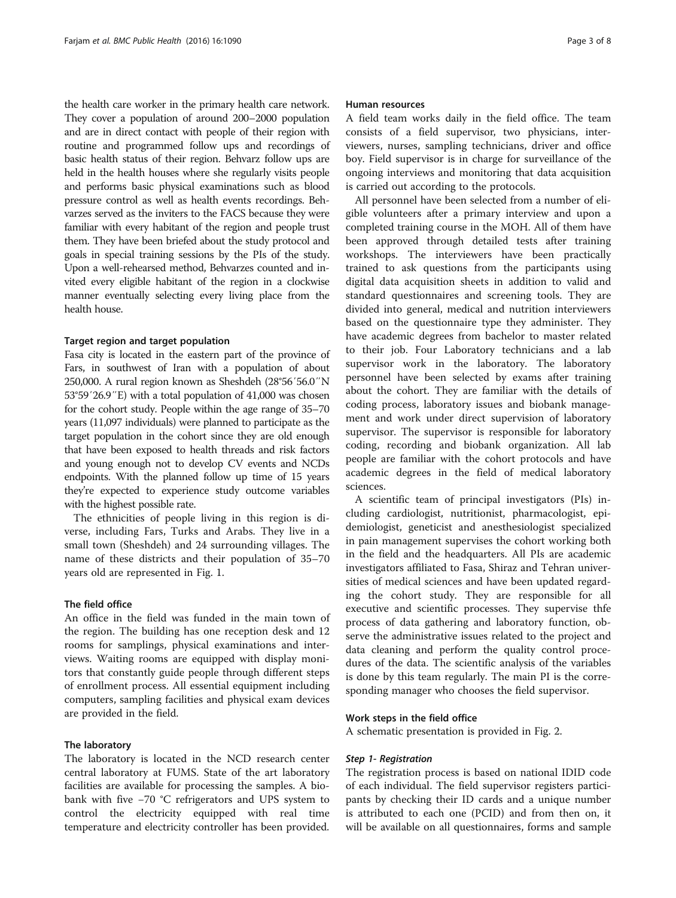the health care worker in the primary health care network. They cover a population of around 200–2000 population and are in direct contact with people of their region with routine and programmed follow ups and recordings of basic health status of their region. Behvarz follow ups are held in the health houses where she regularly visits people and performs basic physical examinations such as blood pressure control as well as health events recordings. Behvarzes served as the inviters to the FACS because they were familiar with every habitant of the region and people trust them. They have been briefed about the study protocol and goals in special training sessions by the PIs of the study. Upon a well-rehearsed method, Behvarzes counted and invited every eligible habitant of the region in a clockwise manner eventually selecting every living place from the health house.

### Target region and target population

Fasa city is located in the eastern part of the province of Fars, in southwest of Iran with a population of about 250,000. A rural region known as Sheshdeh (28°56′56.0″N 53°59′26.9″E) with a total population of 41,000 was chosen for the cohort study. People within the age range of 35–70 years (11,097 individuals) were planned to participate as the target population in the cohort since they are old enough that have been exposed to health threads and risk factors and young enough not to develop CV events and NCDs endpoints. With the planned follow up time of 15 years they're expected to experience study outcome variables with the highest possible rate.

The ethnicities of people living in this region is diverse, including Fars, Turks and Arabs. They live in a small town (Sheshdeh) and 24 surrounding villages. The name of these districts and their population of 35–70 years old are represented in Fig. 1.

### The field office

An office in the field was funded in the main town of the region. The building has one reception desk and 12 rooms for samplings, physical examinations and interviews. Waiting rooms are equipped with display monitors that constantly guide people through different steps of enrollment process. All essential equipment including computers, sampling facilities and physical exam devices are provided in the field.

### The laboratory

The laboratory is located in the NCD research center central laboratory at FUMS. State of the art laboratory facilities are available for processing the samples. A biobank with five −70 °C refrigerators and UPS system to control the electricity equipped with real time temperature and electricity controller has been provided.

### Human resources

A field team works daily in the field office. The team consists of a field supervisor, two physicians, interviewers, nurses, sampling technicians, driver and office boy. Field supervisor is in charge for surveillance of the ongoing interviews and monitoring that data acquisition is carried out according to the protocols.

All personnel have been selected from a number of eligible volunteers after a primary interview and upon a completed training course in the MOH. All of them have been approved through detailed tests after training workshops. The interviewers have been practically trained to ask questions from the participants using digital data acquisition sheets in addition to valid and standard questionnaires and screening tools. They are divided into general, medical and nutrition interviewers based on the questionnaire type they administer. They have academic degrees from bachelor to master related to their job. Four Laboratory technicians and a lab supervisor work in the laboratory. The laboratory personnel have been selected by exams after training about the cohort. They are familiar with the details of coding process, laboratory issues and biobank management and work under direct supervision of laboratory supervisor. The supervisor is responsible for laboratory coding, recording and biobank organization. All lab people are familiar with the cohort protocols and have academic degrees in the field of medical laboratory sciences.

A scientific team of principal investigators (PIs) including cardiologist, nutritionist, pharmacologist, epidemiologist, geneticist and anesthesiologist specialized in pain management supervises the cohort working both in the field and the headquarters. All PIs are academic investigators affiliated to Fasa, Shiraz and Tehran universities of medical sciences and have been updated regarding the cohort study. They are responsible for all executive and scientific processes. They supervise thfe process of data gathering and laboratory function, observe the administrative issues related to the project and data cleaning and perform the quality control procedures of the data. The scientific analysis of the variables is done by this team regularly. The main PI is the corresponding manager who chooses the field supervisor.

### Work steps in the field office

A schematic presentation is provided in Fig. 2.

#### *Step 1- Registration*

The registration process is based on national IDID code of each individual. The field supervisor registers participants by checking their ID cards and a unique number is attributed to each one (PCID) and from then on, it will be available on all questionnaires, forms and sample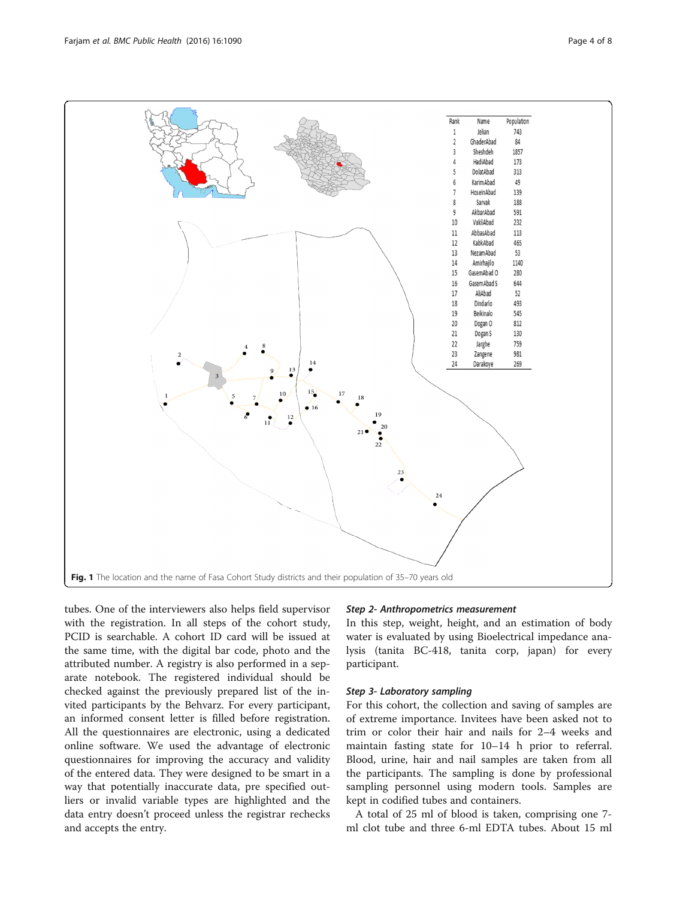| Rank | Name | Population |
| --- | --- | --- |
| 1 | Jelian | 743 |
| 2 | GhaderAbad | 84 |
| 3 | Sheshdeh | 1857 |
| 4 | HadiAbad | 173 |
| 5 | DolatAbad | 313 |
| 6 | KarimAbad | 49 |
| 7 | HoseinAbad | 139 |
| 8 | Sarvak | 188 |
| 9 | AkbarAbad | 591 |
| 10 | VakilAbad | 232 |
| 11 | AbbasAbad | 113 |
| 12 | KabkAbad | 465 |
| 13 | NezamAbad | 53 |
| 14 | Amirhajilo | 1140 |
| 15 | GasemAbad O | 280 |
| 16 | GasemAbad S | 644 |
| 17 | AliAbad | 52 |
| 18 | Dindarlo | 493 |
| 19 | Beikinalo | 545 |
| 20 | Dogan O | 812 |
| 21 | Dogan S | 130 |
| 22 | Jarghe | 759 |
| 23 | Zangene | 981 |
| 24 | Darakoye | 269 |

**Fig. 1** The location and the name of Fasa Cohort Study districts and their population of 35–70 years old

tubes. One of the interviewers also helps field supervisor with the registration. In all steps of the cohort study, PCID is searchable. A cohort ID card will be issued at the same time, with the digital bar code, photo and the attributed number. A registry is also performed in a separate notebook. The registered individual should be checked against the previously prepared list of the invited participants by the Behvarz. For every participant, an informed consent letter is filled before registration. All the questionnaires are electronic, using a dedicated online software. We used the advantage of electronic questionnaires for improving the accuracy and validity of the entered data. They were designed to be smart in a way that potentially inaccurate data, pre specified outliers or invalid variable types are highlighted and the data entry doesn't proceed unless the registrar rechecks and accepts the entry.

#### *Step 2- Anthropometrics measurement*

In this step, weight, height, and an estimation of body water is evaluated by using Bioelectrical impedance analysis (tanita BC-418, tanita corp, japan) for every participant.

#### *Step 3- Laboratory sampling*

For this cohort, the collection and saving of samples are of extreme importance. Invitees have been asked not to trim or color their hair and nails for 2–4 weeks and maintain fasting state for 10–14 h prior to referral. Blood, urine, hair and nail samples are taken from all the participants. The sampling is done by professional sampling personnel using modern tools. Samples are kept in codified tubes and containers.

A total of 25 ml of blood is taken, comprising one 7-ml clot tube and three 6-ml EDTA tubes. About 15 ml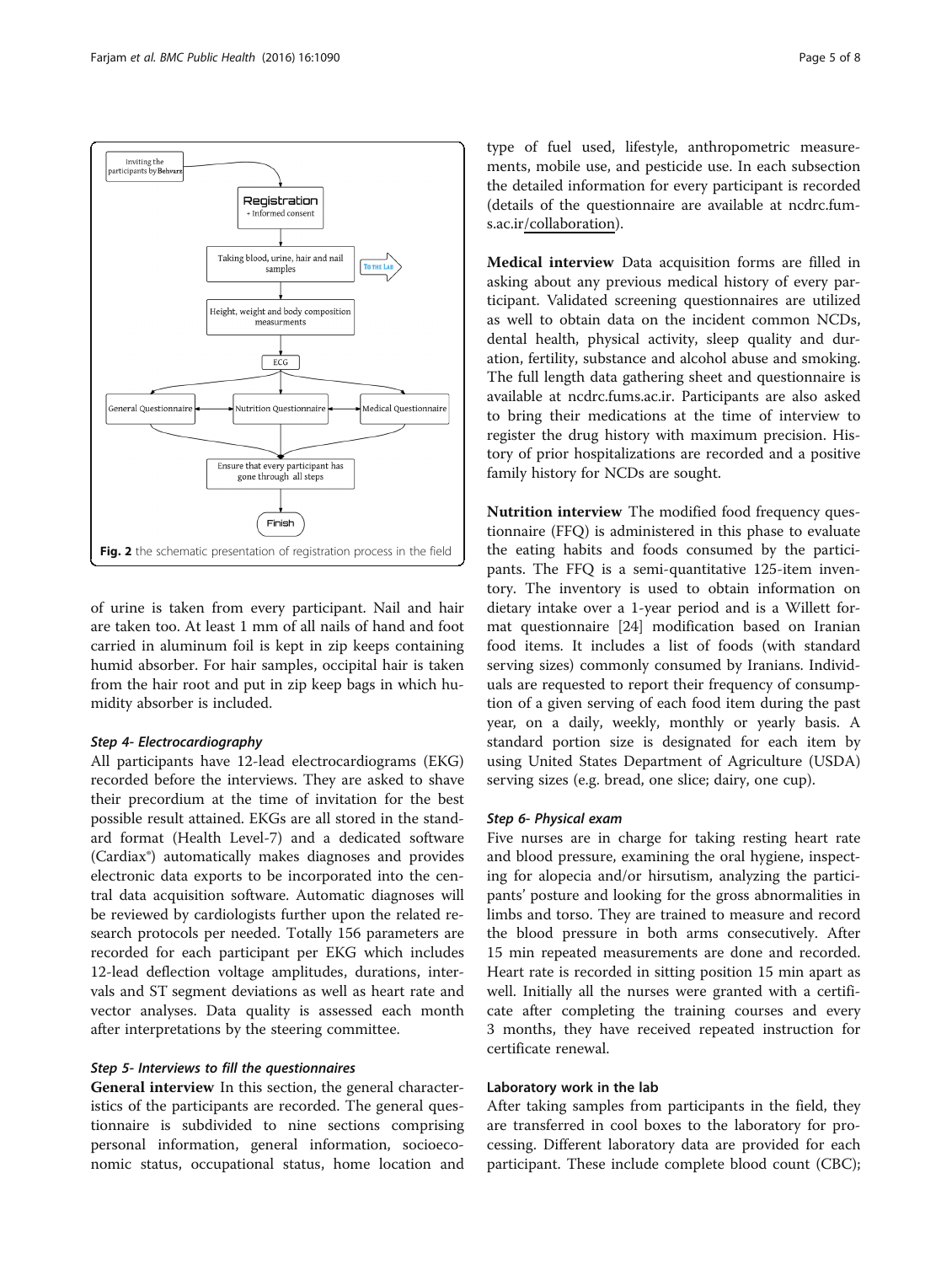Fig. 2 the schematic presentation of registration process in the field

of urine is taken from every participant. Nail and hair are taken too. At least 1 mm of all nails of hand and foot carried in aluminum foil is kept in zip keeps containing humid absorber. For hair samples, occipital hair is taken from the hair root and put in zip keep bags in which humidity absorber is included.

#### *Step 4- Electrocardiography*

All participants have 12-lead electrocardiograms (EKG) recorded before the interviews. They are asked to shave their precordium at the time of invitation for the best possible result attained. EKGs are all stored in the standard format (Health Level-7) and a dedicated software (Cardiax®) automatically makes diagnoses and provides electronic data exports to be incorporated into the central data acquisition software. Automatic diagnoses will be reviewed by cardiologists further upon the related research protocols per needed. Totally 156 parameters are recorded for each participant per EKG which includes 12-lead deflection voltage amplitudes, durations, intervals and ST segment deviations as well as heart rate and vector analyses. Data quality is assessed each month after interpretations by the steering committee.

#### *Step 5- Interviews to fill the questionnaires*

**General interview** In this section, the general characteristics of the participants are recorded. The general questionnaire is subdivided to nine sections comprising personal information, general information, socioeconomic status, occupational status, home location and type of fuel used, lifestyle, anthropometric measurements, mobile use, and pesticide use. In each subsection the detailed information for every participant is recorded (details of the questionnaire are available at ncdrc.fums.ac.ir/collaboration).

**Medical interview** Data acquisition forms are filled in asking about any previous medical history of every participant. Validated screening questionnaires are utilized as well to obtain data on the incident common NCDs, dental health, physical activity, sleep quality and duration, fertility, substance and alcohol abuse and smoking. The full length data gathering sheet and questionnaire is available at ncdrc.fums.ac.ir. Participants are also asked to bring their medications at the time of interview to register the drug history with maximum precision. History of prior hospitalizations are recorded and a positive family history for NCDs are sought.

**Nutrition interview** The modified food frequency questionnaire (FFQ) is administered in this phase to evaluate the eating habits and foods consumed by the participants. The FFQ is a semi-quantitative 125-item inventory. The inventory is used to obtain information on dietary intake over a 1-year period and is a Willett format questionnaire [24] modification based on Iranian food items. It includes a list of foods (with standard serving sizes) commonly consumed by Iranians. Individuals are requested to report their frequency of consumption of a given serving of each food item during the past year, on a daily, weekly, monthly or yearly basis. A standard portion size is designated for each item by using United States Department of Agriculture (USDA) serving sizes (e.g. bread, one slice; dairy, one cup).

#### *Step 6- Physical exam*

Five nurses are in charge for taking resting heart rate and blood pressure, examining the oral hygiene, inspecting for alopecia and/or hirsutism, analyzing the participants' posture and looking for the gross abnormalities in limbs and torso. They are trained to measure and record the blood pressure in both arms consecutively. After 15 min repeated measurements are done and recorded. Heart rate is recorded in sitting position 15 min apart as well. Initially all the nurses were granted with a certificate after completing the training courses and every 3 months, they have received repeated instruction for certificate renewal.

### Laboratory work in the lab

After taking samples from participants in the field, they are transferred in cool boxes to the laboratory for processing. Different laboratory data are provided for each participant. These include complete blood count (CBC);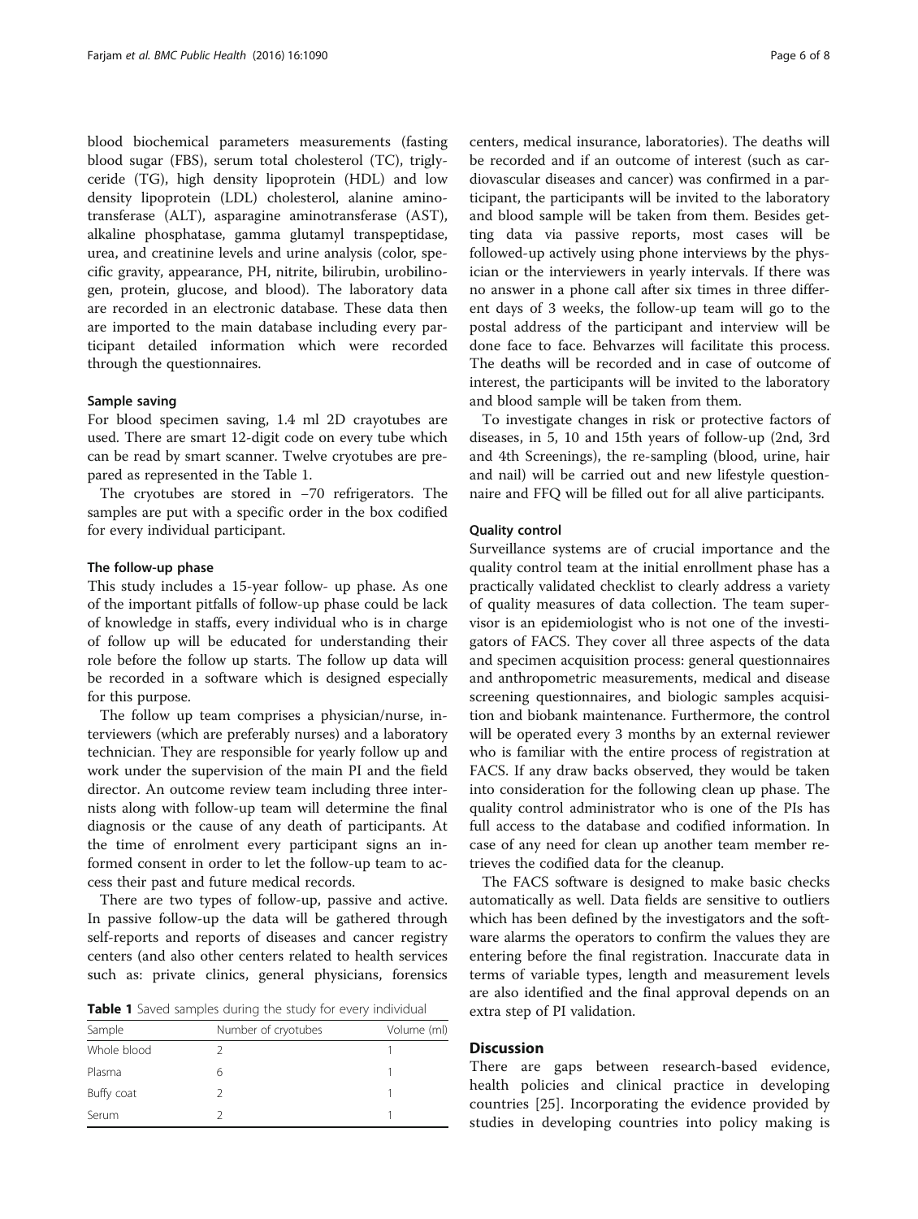blood biochemical parameters measurements (fasting blood sugar (FBS), serum total cholesterol (TC), triglyceride (TG), high density lipoprotein (HDL) and low density lipoprotein (LDL) cholesterol, alanine aminotransferase (ALT), asparagine aminotransferase (AST), alkaline phosphatase, gamma glutamyl transpeptidase, urea, and creatinine levels and urine analysis (color, specific gravity, appearance, PH, nitrite, bilirubin, urobilinogen, protein, glucose, and blood). The laboratory data are recorded in an electronic database. These data then are imported to the main database including every participant detailed information which were recorded through the questionnaires.

### Sample saving

For blood specimen saving, 1.4 ml 2D crayotubes are used. There are smart 12-digit code on every tube which can be read by smart scanner. Twelve cryotubes are prepared as represented in the Table 1.

The cryotubes are stored in −70 refrigerators. The samples are put with a specific order in the box codified for every individual participant.

### The follow-up phase

This study includes a 15-year follow- up phase. As one of the important pitfalls of follow-up phase could be lack of knowledge in staffs, every individual who is in charge of follow up will be educated for understanding their role before the follow up starts. The follow up data will be recorded in a software which is designed especially for this purpose.

The follow up team comprises a physician/nurse, interviewers (which are preferably nurses) and a laboratory technician. They are responsible for yearly follow up and work under the supervision of the main PI and the field director. An outcome review team including three internists along with follow-up team will determine the final diagnosis or the cause of any death of participants. At the time of enrolment every participant signs an informed consent in order to let the follow-up team to access their past and future medical records.

There are two types of follow-up, passive and active. In passive follow-up the data will be gathered through self-reports and reports of diseases and cancer registry centers (and also other centers related to health services such as: private clinics, general physicians, forensics centers, medical insurance, laboratories). The deaths will be recorded and if an outcome of interest (such as cardiovascular diseases and cancer) was confirmed in a participant, the participants will be invited to the laboratory and blood sample will be taken from them. Besides getting data via passive reports, most cases will be followed-up actively using phone interviews by the physician or the interviewers in yearly intervals. If there was no answer in a phone call after six times in three different days of 3 weeks, the follow-up team will go to the postal address of the participant and interview will be done face to face. Behvarzes will facilitate this process. The deaths will be recorded and in case of outcome of interest, the participants will be invited to the laboratory and blood sample will be taken from them.

To investigate changes in risk or protective factors of diseases, in 5, 10 and 15th years of follow-up (2nd, 3rd and 4th Screenings), the re-sampling (blood, urine, hair and nail) will be carried out and new lifestyle questionnaire and FFQ will be filled out for all alive participants.

**Table 1** Saved samples during the study for every individual

| Sample | Number of cryotubes | Volume (ml) |
| --- | --- | --- |
| Whole blood | 2 | 1 |
| Plasma | 6 | 1 |
| Buffy coat | 2 | 1 |
| Serum | 2 | 1 |

### Quality control

Surveillance systems are of crucial importance and the quality control team at the initial enrollment phase has a practically validated checklist to clearly address a variety of quality measures of data collection. The team supervisor is an epidemiologist who is not one of the investigators of FACS. They cover all three aspects of the data and specimen acquisition process: general questionnaires and anthropometric measurements, medical and disease screening questionnaires, and biologic samples acquisition and biobank maintenance. Furthermore, the control will be operated every 3 months by an external reviewer who is familiar with the entire process of registration at FACS. If any draw backs observed, they would be taken into consideration for the following clean up phase. The quality control administrator who is one of the PIs has full access to the database and codified information. In case of any need for clean up another team member retrieves the codified data for the cleanup.

The FACS software is designed to make basic checks automatically as well. Data fields are sensitive to outliers which has been defined by the investigators and the software alarms the operators to confirm the values they are entering before the final registration. Inaccurate data in terms of variable types, length and measurement levels are also identified and the final approval depends on an extra step of PI validation.

## Discussion

There are gaps between research-based evidence, health policies and clinical practice in developing countries [25]. Incorporating the evidence provided by studies in developing countries into policy making is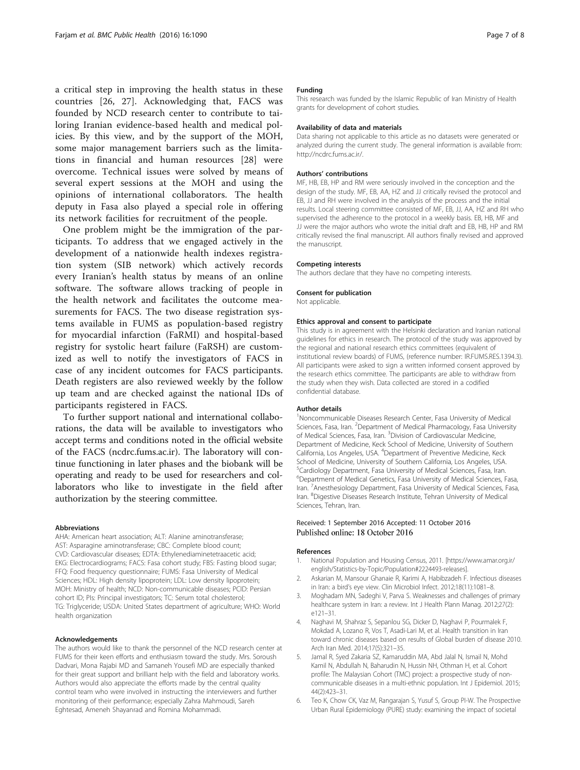a critical step in improving the health status in these countries [26, 27]. Acknowledging that, FACS was founded by NCD research center to contribute to tailoring Iranian evidence-based health and medical policies. By this view, and by the support of the MOH, some major management barriers such as the limitations in financial and human resources [28] were overcome. Technical issues were solved by means of several expert sessions at the MOH and using the opinions of international collaborators. The health deputy in Fasa also played a special role in offering its network facilities for recruitment of the people.

One problem might be the immigration of the participants. To address that we engaged actively in the development of a nationwide health indexes registration system (SIB network) which actively records every Iranian's health status by means of an online software. The software allows tracking of people in the health network and facilitates the outcome measurements for FACS. The two disease registration systems available in FUMS as population-based registry for myocardial infarction (FaRMI) and hospital-based registry for systolic heart failure (FaRSH) are customized as well to notify the investigators of FACS in case of any incident outcomes for FACS participants. Death registers are also reviewed weekly by the follow up team and are checked against the national IDs of participants registered in FACS.

To further support national and international collaborations, the data will be available to investigators who accept terms and conditions noted in the official website of the FACS (ncdrc.fums.ac.ir). The laboratory will continue functioning in later phases and the biobank will be operating and ready to be used for researchers and collaborators who like to investigate in the field after authorization by the steering committee.

#### Abbreviations

AHA: American heart association; ALT: Alanine aminotransferase; AST: Asparagine aminotransferase; CBC: Complete blood count; CVD: Cardiovascular diseases; EDTA: Ethylenediaminetetraacetic acid; EKG: Electrocardiograms; FACS: Fasa cohort study; FBS: Fasting blood sugar; FFQ: Food frequency questionnaire; FUMS: Fasa University of Medical Sciences; HDL: High density lipoprotein; LDL: Low density lipoprotein; MOH: Ministry of health; NCD: Non-communicable diseases; PCID: Persian cohort ID; PIs: Principal investigators; TC: Serum total cholesterol; TG: Triglyceride; USDA: United States department of agriculture; WHO: World health organization

#### Acknowledgements

The authors would like to thank the personnel of the NCD research center at FUMS for their keen efforts and enthusiasm toward the study. Mrs. Soroush Dadvari, Mona Rajabi MD and Samaneh Yousefi MD are especially thanked for their great support and brilliant help with the field and laboratory works. Authors would also appreciate the efforts made by the central quality control team who were involved in instructing the interviewers and further monitoring of their performance; especially Zahra Mahmoudi, Sareh Eghtesad, Ameneh Shayanrad and Romina Mohammadi.

#### Funding

This research was funded by the Islamic Republic of Iran Ministry of Health grants for development of cohort studies.

#### Availability of data and materials

Data sharing not applicable to this article as no datasets were generated or analyzed during the current study. The general information is available from: http://ncdrc.fums.ac.ir/.

#### Authors' contributions

MF, HB, EB, HP and RM were seriously involved in the conception and the design of the study. MF, EB, AA, HZ and JJ critically revised the protocol and EB, JJ and RH were involved in the analysis of the process and the initial results. Local steering committee consisted of MF, EB, JJ, AA, HZ and RH who supervised the adherence to the protocol in a weekly basis. EB, HB, MF and JJ were the major authors who wrote the initial draft and EB, HB, HP and RM critically revised the final manuscript. All authors finally revised and approved the manuscript.

#### Competing interests

The authors declare that they have no competing interests.

#### Consent for publication

Not applicable.

#### Ethics approval and consent to participate

This study is in agreement with the Helsinki declaration and Iranian national guidelines for ethics in research. The protocol of the study was approved by the regional and national research ethics committees (equivalent of institutional review boards) of FUMS, (reference number: IR.FUMS.RES.1394.3). All participants were asked to sign a written informed consent approved by the research ethics committee. The participants are able to withdraw from the study when they wish. Data collected are stored in a codified confidential database.

#### Author details

[1]Noncommunicable Diseases Research Center, Fasa University of Medical Sciences, Fasa, Iran. [2]Department of Medical Pharmacology, Fasa University of Medical Sciences, Fasa, Iran. [3]Division of Cardiovascular Medicine, Department of Medicine, Keck School of Medicine, University of Southern California, Los Angeles, USA. [4]Department of Preventive Medicine, Keck School of Medicine, University of Southern California, Los Angeles, USA. [5]Cardiology Department, Fasa University of Medical Sciences, Fasa, Iran. [6]Department of Medical Genetics, Fasa University of Medical Sciences, Fasa, Iran. [7]Anesthesiology Department, Fasa University of Medical Sciences, Fasa, Iran. [8]Digestive Diseases Research Institute, Tehran University of Medical Sciences, Tehran, Iran.

Received: 1 September 2016 Accepted: 11 October 2016
Published online: 18 October 2016

#### References

1. National Population and Housing Census, 2011. [https://www.amar.org.ir/english/Statistics-by-Topic/Population#2224493-releases].
2. Askarian M, Mansour Ghanaie R, Karimi A, Habibzadeh F. Infectious diseases in Iran: a bird's eye view. Clin Microbiol Infect. 2012;18(11):1081–8.
3. Moghadam MN, Sadeghi V, Parva S. Weaknesses and challenges of primary healthcare system in Iran: a review. Int J Health Plann Manag. 2012;27(2):e121–31.
4. Naghavi M, Shahraz S, Sepanlou SG, Dicker D, Naghavi P, Pourmalek F, Mokdad A, Lozano R, Vos T, Asadi-Lari M, et al. Health transition in Iran toward chronic diseases based on results of Global burden of disease 2010. Arch Iran Med. 2014;17(5):321–35.
5. Jamal R, Syed Zakaria SZ, Kamaruddin MA, Abd Jalal N, Ismail N, Mohd Kamil N, Abdullah N, Baharudin N, Hussin NH, Othman H, et al. Cohort profile: The Malaysian Cohort (TMC) project: a prospective study of non-communicable diseases in a multi-ethnic population. Int J Epidemiol. 2015;44(2):423–31.
6. Teo K, Chow CK, Vaz M, Rangarajan S, Yusuf S, Group PI-W. The Prospective Urban Rural Epidemiology (PURE) study: examining the impact of societal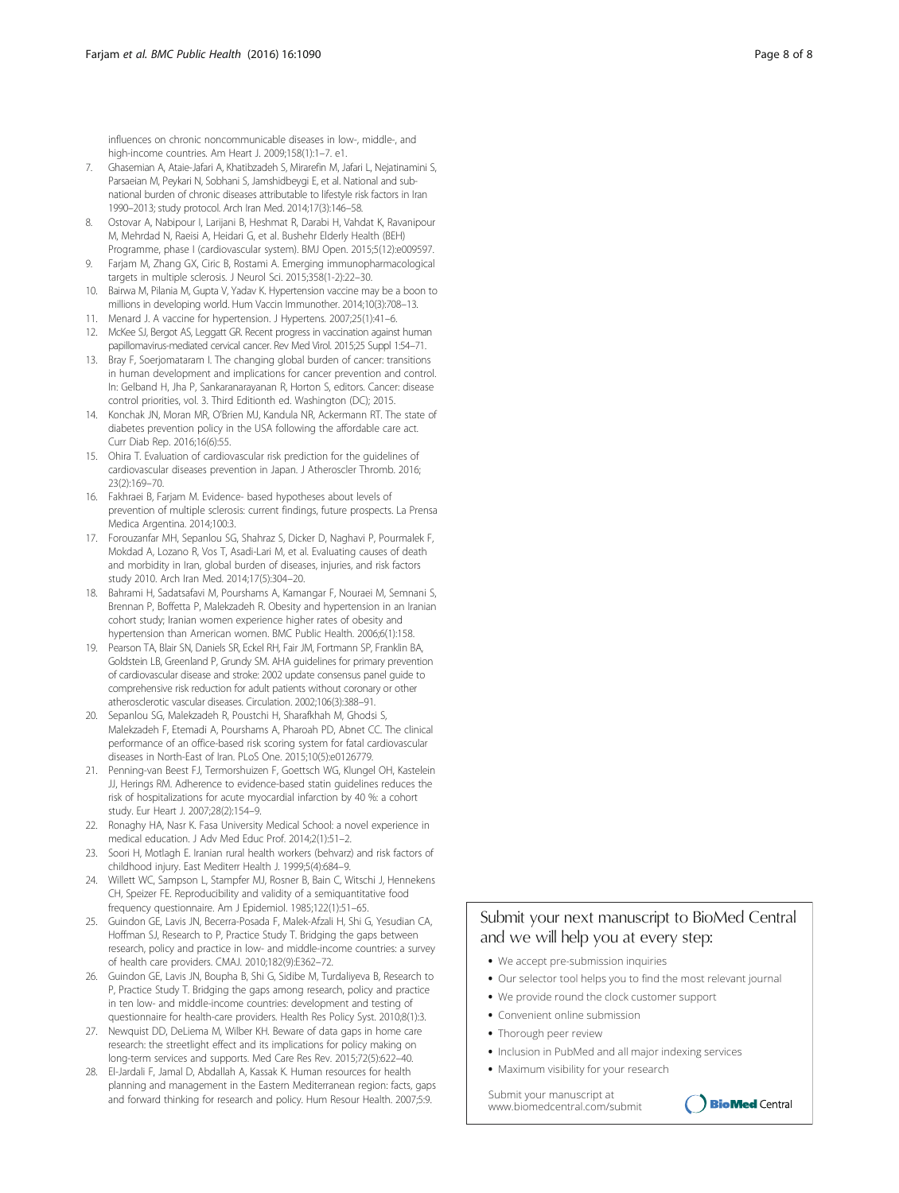influences on chronic noncommunicable diseases in low-, middle-, and high-income countries. Am Heart J. 2009;158(1):1–7. e1.

7. Ghasemian A, Ataie-Jafari A, Khatibzadeh S, Mirarefin M, Jafari L, Nejatinamini S, Parsaeian M, Peykari N, Sobhani S, Jamshidbeygi E, et al. National and sub-national burden of chronic diseases attributable to lifestyle risk factors in Iran 1990–2013; study protocol. Arch Iran Med. 2014;17(3):146–58.
8. Ostovar A, Nabipour I, Larijani B, Heshmat R, Darabi H, Vahdat K, Ravanipour M, Mehrdad N, Raeisi A, Heidari G, et al. Bushehr Elderly Health (BEH) Programme, phase I (cardiovascular system). BMJ Open. 2015;5(12):e009597.
9. Farjam M, Zhang GX, Ciric B, Rostami A. Emerging immunopharmacological targets in multiple sclerosis. J Neurol Sci. 2015;358(1-2):22–30.
10. Bairwa M, Pilania M, Gupta V, Yadav K. Hypertension vaccine may be a boon to millions in developing world. Hum Vaccin Immunother. 2014;10(3):708–13.
11. Menard J. A vaccine for hypertension. J Hypertens. 2007;25(1):41–6.
12. McKee SJ, Bergot AS, Leggatt GR. Recent progress in vaccination against human papillomavirus-mediated cervical cancer. Rev Med Virol. 2015;25 Suppl 1:54–71.
13. Bray F, Soerjomataram I. The changing global burden of cancer: transitions in human development and implications for cancer prevention and control. In: Gelband H, Jha P, Sankaranarayanan R, Horton S, editors. Cancer: disease control priorities, vol. 3. Third Editionth ed. Washington (DC); 2015.
14. Konchak JN, Moran MR, O'Brien MJ, Kandula NR, Ackermann RT. The state of diabetes prevention policy in the USA following the affordable care act. Curr Diab Rep. 2016;16(6):55.
15. Ohira T. Evaluation of cardiovascular risk prediction for the guidelines of cardiovascular diseases prevention in Japan. J Atheroscler Thromb. 2016; 23(2):169–70.
16. Fakhraei B, Farjam M. Evidence- based hypotheses about levels of prevention of multiple sclerosis: current findings, future prospects. La Prensa Medica Argentina. 2014;100:3.
17. Forouzanfar MH, Sepanlou SG, Shahraz S, Dicker D, Naghavi P, Pourmalek F, Mokdad A, Lozano R, Vos T, Asadi-Lari M, et al. Evaluating causes of death and morbidity in Iran, global burden of diseases, injuries, and risk factors study 2010. Arch Iran Med. 2014;17(5):304–20.
18. Bahrami H, Sadatsafavi M, Pourshams A, Kamangar F, Nouraei M, Semnani S, Brennan P, Boffetta P, Malekzadeh R. Obesity and hypertension in an Iranian cohort study; Iranian women experience higher rates of obesity and hypertension than American women. BMC Public Health. 2006;6(1):158.
19. Pearson TA, Blair SN, Daniels SR, Eckel RH, Fair JM, Fortmann SP, Franklin BA, Goldstein LB, Greenland P, Grundy SM. AHA guidelines for primary prevention of cardiovascular disease and stroke: 2002 update consensus panel guide to comprehensive risk reduction for adult patients without coronary or other atherosclerotic vascular diseases. Circulation. 2002;106(3):388–91.
20. Sepanlou SG, Malekzadeh R, Poustchi H, Sharafkhah M, Ghodsi S, Malekzadeh F, Etemadi A, Pourshams A, Pharoah PD, Abnet CC. The clinical performance of an office-based risk scoring system for fatal cardiovascular diseases in North-East of Iran. PLoS One. 2015;10(5):e0126779.
21. Penning-van Beest FJ, Termorshuizen F, Goettsch WG, Klungel OH, Kastelein JJ, Herings RM. Adherence to evidence-based statin guidelines reduces the risk of hospitalizations for acute myocardial infarction by 40 %: a cohort study. Eur Heart J. 2007;28(2):154–9.
22. Ronaghy HA, Nasr K. Fasa University Medical School: a novel experience in medical education. J Adv Med Educ Prof. 2014;2(1):51–2.
23. Soori H, Motlagh E. Iranian rural health workers (behvarz) and risk factors of childhood injury. East Mediterr Health J. 1999;5(4):684–9.
24. Willett WC, Sampson L, Stampfer MJ, Rosner B, Bain C, Witschi J, Hennekens CH, Speizer FE. Reproducibility and validity of a semiquantitative food frequency questionnaire. Am J Epidemiol. 1985;122(1):51–65.
25. Guindon GE, Lavis JN, Becerra-Posada F, Malek-Afzali H, Shi G, Yesudian CA, Hoffman SJ, Research to P, Practice Study T. Bridging the gaps between research, policy and practice in low- and middle-income countries: a survey of health care providers. CMAJ. 2010;182(9):E362–72.
26. Guindon GE, Lavis JN, Boupha B, Shi G, Sidibe M, Turdaliyeva B, Research to P, Practice Study T. Bridging the gaps among research, policy and practice in ten low- and middle-income countries: development and testing of questionnaire for health-care providers. Health Res Policy Syst. 2010;8(1):3.
27. Newquist DD, DeLiema M, Wilber KH. Beware of data gaps in home care research: the streetlight effect and its implications for policy making on long-term services and supports. Med Care Res Rev. 2015;72(5):622–40.
28. El-Jardali F, Jamal D, Abdallah A, Kassak K. Human resources for health planning and management in the Eastern Mediterranean region: facts, gaps and forward thinking for research and policy. Hum Resour Health. 2007;5:9.

Submit your next manuscript to BioMed Central and we will help you at every step:

- We accept pre-submission inquiries
- Our selector tool helps you to find the most relevant journal
- We provide round the clock customer support
- Convenient online submission
- Thorough peer review
- Inclusion in PubMed and all major indexing services
- Maximum visibility for your research

Submit your manuscript at www.biomedcentral.com/submit

BioMed Central